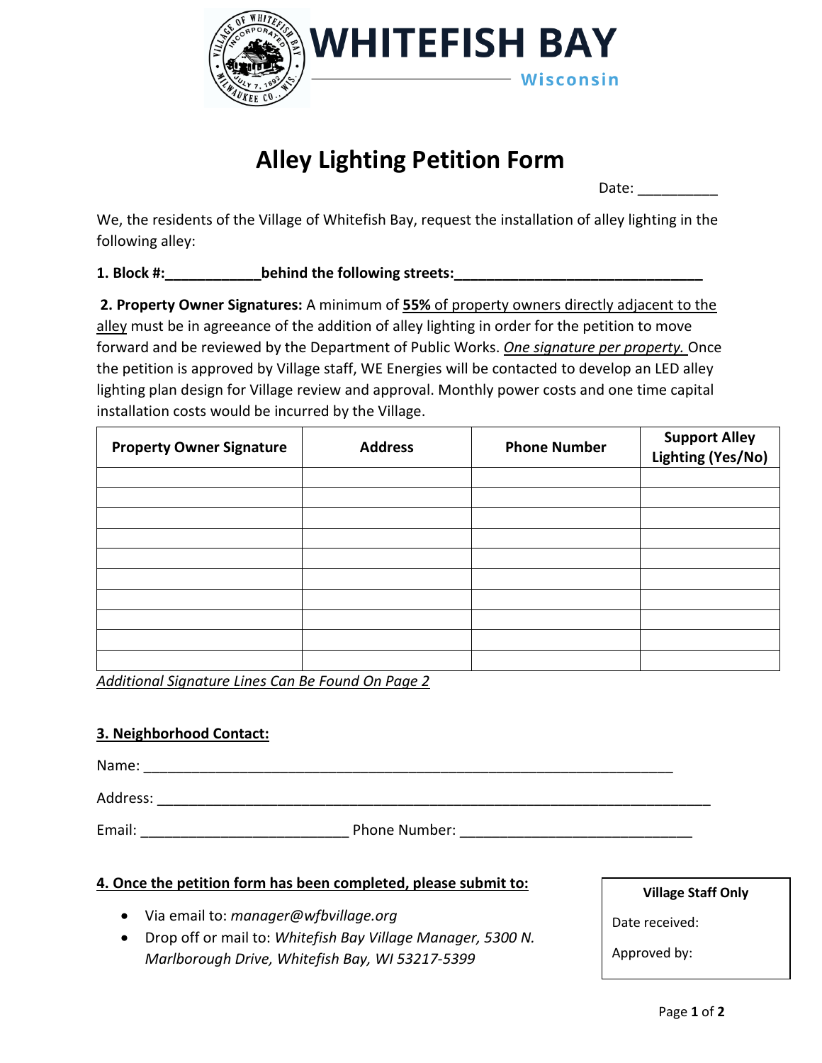# WHITEFISH BAY

Wisconsin

## Alley Lighting Petition Form

Date: __________

We, the residents of the Village of Whitefish Bay, request the installation of alley lighting in the following alley:

**1. Block #:____________behind the following streets:________________________________**

**2. Property Owner Signatures:** A minimum of **55%** of property owners directly adjacent to the alley must be in agreeance of the addition of alley lighting in order for the petition to move forward and be reviewed by the Department of Public Works. *One signature per property.* Once the petition is approved by Village staff, WE Energies will be contacted to develop an LED alley lighting plan design for Village review and approval. Monthly power costs and one time capital installation costs would be incurred by the Village.

| Property Owner Signature | Address | Phone Number | Support Alley Lighting (Yes/No) |
|---|---|---|---|
| | | | |
| | | | |
| | | | |
| | | | |
| | | | |
| | | | |
| | | | |
| | | | |
| | | | |
| | | | |

*Additional Signature Lines Can Be Found On Page 2*

**3. Neighborhood Contact:**

Name: ____________________________________________________________________

Address: ___________________________________________________________________

Email: __________________________ Phone Number: _____________________________

**4. Once the petition form has been completed, please submit to:**

- Via email to: *manager@wfbvillage.org*
- Drop off or mail to: *Whitefish Bay Village Manager, 5300 N. Marlborough Drive, Whitefish Bay, WI 53217-5399*

**Village Staff Only**

Date received:

Approved by: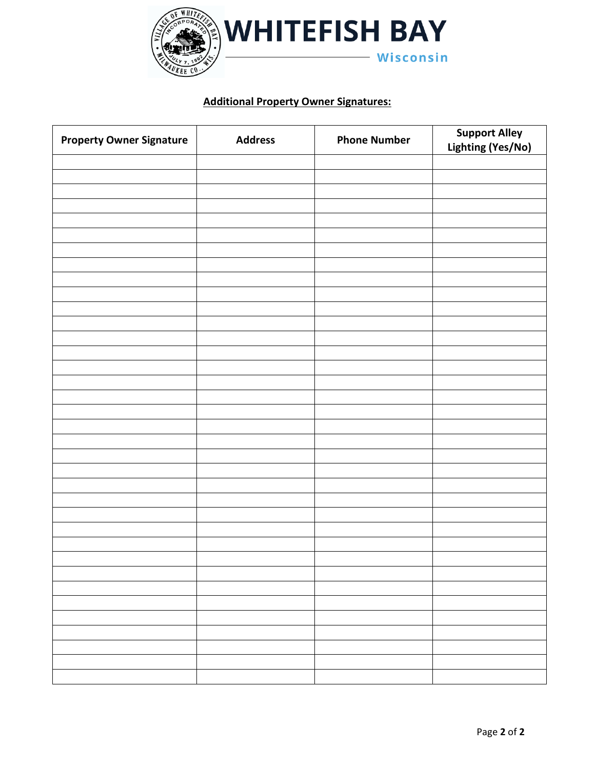WHITEFISH BAY
Wisconsin

**Additional Property Owner Signatures:**

| Property Owner Signature | Address | Phone Number | Support Alley Lighting (Yes/No) |
|---|---|---|---|
| | | | |
| | | | |
| | | | |
| | | | |
| | | | |
| | | | |
| | | | |
| | | | |
| | | | |
| | | | |
| | | | |
| | | | |
| | | | |
| | | | |
| | | | |
| | | | |
| | | | |
| | | | |
| | | | |
| | | | |
| | | | |
| | | | |
| | | | |
| | | | |
| | | | |
| | | | |
| | | | |
| | | | |
| | | | |
| | | | |
| | | | |
| | | | |
| | | | |
| | | | |
| | | | |
| | | | |
| | | | |
| | | | |